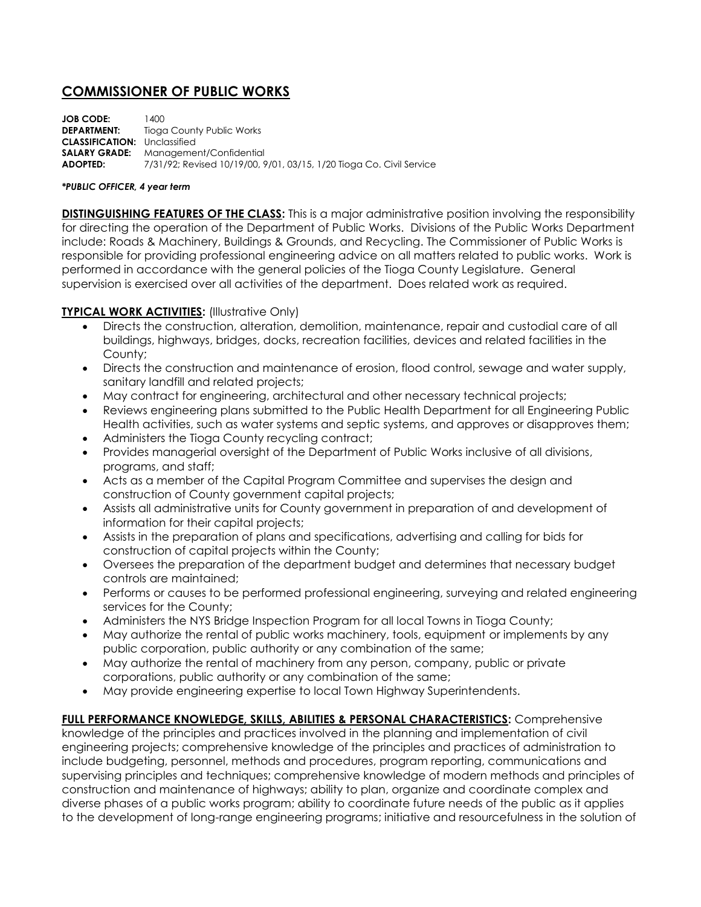# COMMISSIONER OF PUBLIC WORKS

**JOB CODE:** 1400
**DEPARTMENT:** Tioga County Public Works
**CLASSIFICATION:** Unclassified
**SALARY GRADE:** Management/Confidential
**ADOPTED:** 7/31/92; Revised 10/19/00, 9/01, 03/15, 1/20 Tioga Co. Civil Service

***PUBLIC OFFICER, 4 year term***

**DISTINGUISHING FEATURES OF THE CLASS:** This is a major administrative position involving the responsibility for directing the operation of the Department of Public Works. Divisions of the Public Works Department include: Roads & Machinery, Buildings & Grounds, and Recycling. The Commissioner of Public Works is responsible for providing professional engineering advice on all matters related to public works. Work is performed in accordance with the general policies of the Tioga County Legislature. General supervision is exercised over all activities of the department. Does related work as required.

**TYPICAL WORK ACTIVITIES:** (Illustrative Only)

- Directs the construction, alteration, demolition, maintenance, repair and custodial care of all buildings, highways, bridges, docks, recreation facilities, devices and related facilities in the County;
- Directs the construction and maintenance of erosion, flood control, sewage and water supply, sanitary landfill and related projects;
- May contract for engineering, architectural and other necessary technical projects;
- Reviews engineering plans submitted to the Public Health Department for all Engineering Public Health activities, such as water systems and septic systems, and approves or disapproves them;
- Administers the Tioga County recycling contract;
- Provides managerial oversight of the Department of Public Works inclusive of all divisions, programs, and staff;
- Acts as a member of the Capital Program Committee and supervises the design and construction of County government capital projects;
- Assists all administrative units for County government in preparation of and development of information for their capital projects;
- Assists in the preparation of plans and specifications, advertising and calling for bids for construction of capital projects within the County;
- Oversees the preparation of the department budget and determines that necessary budget controls are maintained;
- Performs or causes to be performed professional engineering, surveying and related engineering services for the County;
- Administers the NYS Bridge Inspection Program for all local Towns in Tioga County;
- May authorize the rental of public works machinery, tools, equipment or implements by any public corporation, public authority or any combination of the same;
- May authorize the rental of machinery from any person, company, public or private corporations, public authority or any combination of the same;
- May provide engineering expertise to local Town Highway Superintendents.

**FULL PERFORMANCE KNOWLEDGE, SKILLS, ABILITIES & PERSONAL CHARACTERISTICS:** Comprehensive knowledge of the principles and practices involved in the planning and implementation of civil engineering projects; comprehensive knowledge of the principles and practices of administration to include budgeting, personnel, methods and procedures, program reporting, communications and supervising principles and techniques; comprehensive knowledge of modern methods and principles of construction and maintenance of highways; ability to plan, organize and coordinate complex and diverse phases of a public works program; ability to coordinate future needs of the public as it applies to the development of long-range engineering programs; initiative and resourcefulness in the solution of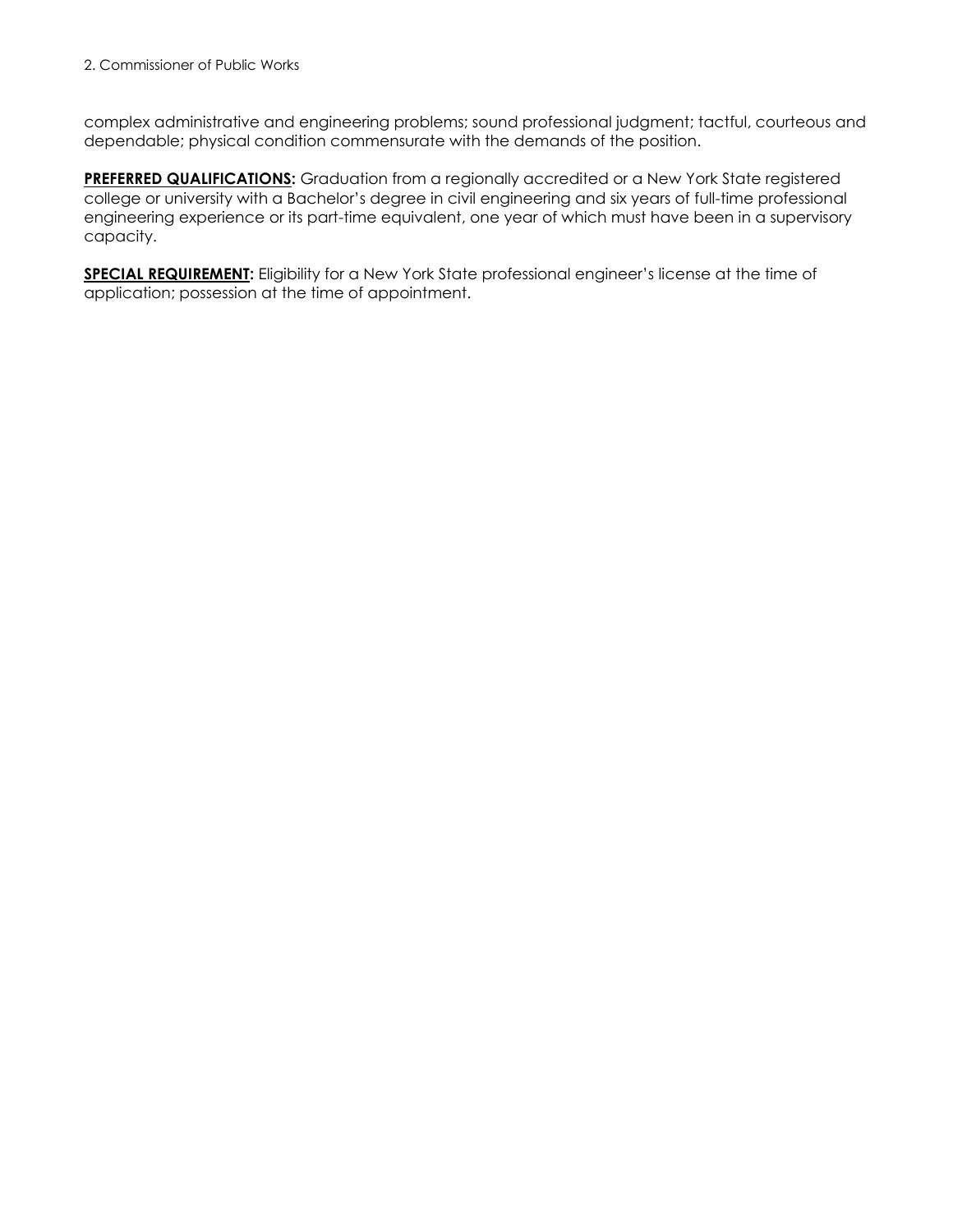complex administrative and engineering problems; sound professional judgment; tactful, courteous and dependable; physical condition commensurate with the demands of the position.

**PREFERRED QUALIFICATIONS:** Graduation from a regionally accredited or a New York State registered college or university with a Bachelor's degree in civil engineering and six years of full-time professional engineering experience or its part-time equivalent, one year of which must have been in a supervisory capacity.

**SPECIAL REQUIREMENT:** Eligibility for a New York State professional engineer's license at the time of application; possession at the time of appointment.